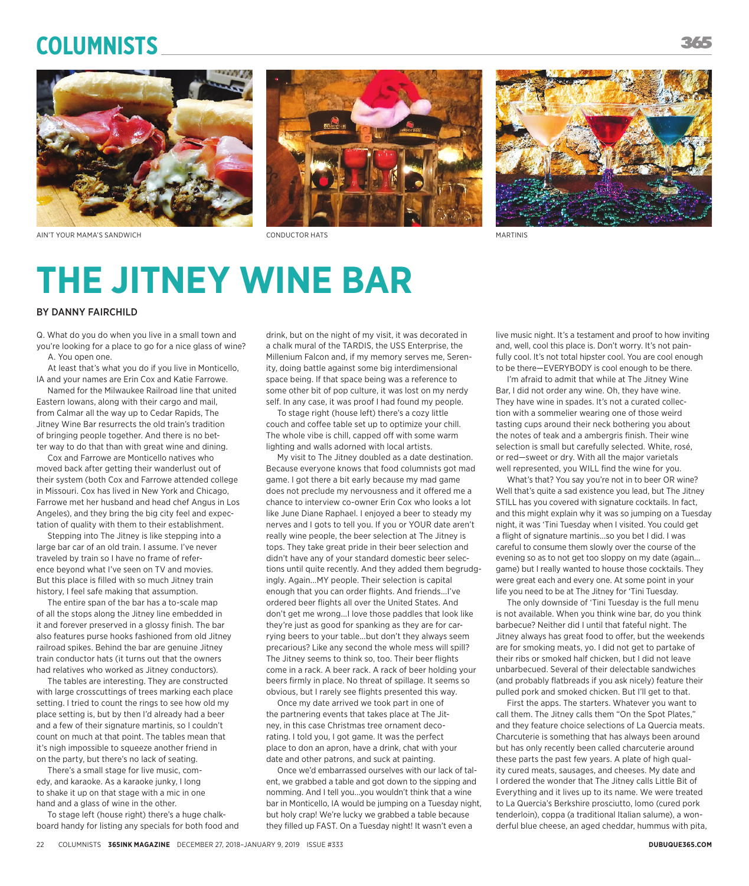AIN'T YOUR MAMA'S SANDWICH

CONDUCTOR HATS

MARTINIS

# THE JITNEY WINE BAR

BY DANNY FAIRCHILD

Q. What do you do when you live in a small town and you're looking for a place to go for a nice glass of wine?

A. You open one.

At least that's what you do if you live in Monticello, IA and your names are Erin Cox and Katie Farrowe.

Named for the Milwaukee Railroad line that united Eastern Iowans, along with their cargo and mail, from Calmar all the way up to Cedar Rapids, The Jitney Wine Bar resurrects the old train's tradition of bringing people together. And there is no better way to do that than with great wine and dining.

Cox and Farrowe are Monticello natives who moved back after getting their wanderlust out of their system (both Cox and Farrowe attended college in Missouri. Cox has lived in New York and Chicago, Farrowe met her husband and head chef Angus in Los Angeles), and they bring the big city feel and expectation of quality with them to their establishment.

Stepping into The Jitney is like stepping into a large bar car of an old train. I assume. I've never traveled by train so I have no frame of reference beyond what I've seen on TV and movies. But this place is filled with so much Jitney train history, I feel safe making that assumption.

The entire span of the bar has a to-scale map of all the stops along the Jitney line embedded in it and forever preserved in a glossy finish. The bar also features purse hooks fashioned from old Jitney railroad spikes. Behind the bar are genuine Jitney train conductor hats (it turns out that the owners had relatives who worked as Jitney conductors).

The tables are interesting. They are constructed with large crosscuttings of trees marking each place setting. I tried to count the rings to see how old my place setting is, but by then I'd already had a beer and a few of their signature martinis, so I couldn't count on much at that point. The tables mean that it's nigh impossible to squeeze another friend in on the party, but there's no lack of seating.

There's a small stage for live music, comedy, and karaoke. As a karaoke junky, I long to shake it up on that stage with a mic in one hand and a glass of wine in the other.

To stage left (house right) there's a huge chalkboard handy for listing any specials for both food and drink, but on the night of my visit, it was decorated in a chalk mural of the TARDIS, the USS Enterprise, the Millenium Falcon and, if my memory serves me, Serenity, doing battle against some big interdimensional space being. If that space being was a reference to some other bit of pop culture, it was lost on my nerdy self. In any case, it was proof I had found my people.

To stage right (house left) there's a cozy little couch and coffee table set up to optimize your chill. The whole vibe is chill, capped off with some warm lighting and walls adorned with local artists.

My visit to The Jitney doubled as a date destination. Because everyone knows that food columnists got mad game. I got there a bit early because my mad game does not preclude my nervousness and it offered me a chance to interview co-owner Erin Cox who looks a lot like June Diane Raphael. I enjoyed a beer to steady my nerves and I gots to tell you. If you or YOUR date aren't really wine people, the beer selection at The Jitney is tops. They take great pride in their beer selection and didn't have any of your standard domestic beer selections until quite recently. And they added them begrudgingly. Again...MY people. Their selection is capital enough that you can order flights. And friends...I've ordered beer flights all over the United States. And don't get me wrong...I love those paddles that look like they're just as good for spanking as they are for carrying beers to your table...but don't they always seem precarious? Like any second the whole mess will spill? The Jitney seems to think so, too. Their beer flights come in a rack. A beer rack. A rack of beer holding your beers firmly in place. No threat of spillage. It seems so obvious, but I rarely see flights presented this way.

Once my date arrived we took part in one of the partnering events that takes place at The Jitney, in this case Christmas tree ornament decorating. I told you, I got game. It was the perfect place to don an apron, have a drink, chat with your date and other patrons, and suck at painting.

Once we'd embarrassed ourselves with our lack of talent, we grabbed a table and got down to the sipping and nomming. And I tell you...you wouldn't think that a wine bar in Monticello, IA would be jumping on a Tuesday night, but holy crap! We're lucky we grabbed a table because they filled up FAST. On a Tuesday night! It wasn't even a live music night. It's a testament and proof to how inviting and, well, cool this place is. Don't worry. It's not painfully cool. It's not total hipster cool. You are cool enough to be there—EVERYBODY is cool enough to be there.

I'm afraid to admit that while at The Jitney Wine Bar, I did not order any wine. Oh, they have wine. They have wine in spades. It's not a curated collection with a sommelier wearing one of those weird tasting cups around their neck bothering you about the notes of teak and a ambergris finish. Their wine selection is small but carefully selected. White, rosé, or red—sweet or dry. With all the major varietals well represented, you WILL find the wine for you.

What's that? You say you're not in to beer OR wine? Well that's quite a sad existence you lead, but The Jitney STILL has you covered with signature cocktails. In fact, and this might explain why it was so jumping on a Tuesday night, it was 'Tini Tuesday when I visited. You could get a flight of signature martinis...so you bet I did. I was careful to consume them slowly over the course of the evening so as to not get too sloppy on my date (again... game) but I really wanted to house those cocktails. They were great each and every one. At some point in your life you need to be at The Jitney for 'Tini Tuesday.

The only downside of 'Tini Tuesday is the full menu is not available. When you think wine bar, do you think barbecue? Neither did I until that fateful night. The Jitney always has great food to offer, but the weekends are for smoking meats, yo. I did not get to partake of their ribs or smoked half chicken, but I did not leave unbarbecued. Several of their delectable sandwiches (and probably flatbreads if you ask nicely) feature their pulled pork and smoked chicken. But I'll get to that.

First the apps. The starters. Whatever you want to call them. The Jitney calls them "On the Spot Plates," and they feature choice selections of La Quercia meats. Charcuterie is something that has always been around but has only recently been called charcuterie around these parts the past few years. A plate of high quality cured meats, sausages, and cheeses. My date and I ordered the wonder that The Jitney calls Little Bit of Everything and it lives up to its name. We were treated to La Quercia's Berkshire prosciutto, lomo (cured pork tenderloin), coppa (a traditional Italian salume), a wonderful blue cheese, an aged cheddar, hummus with pita,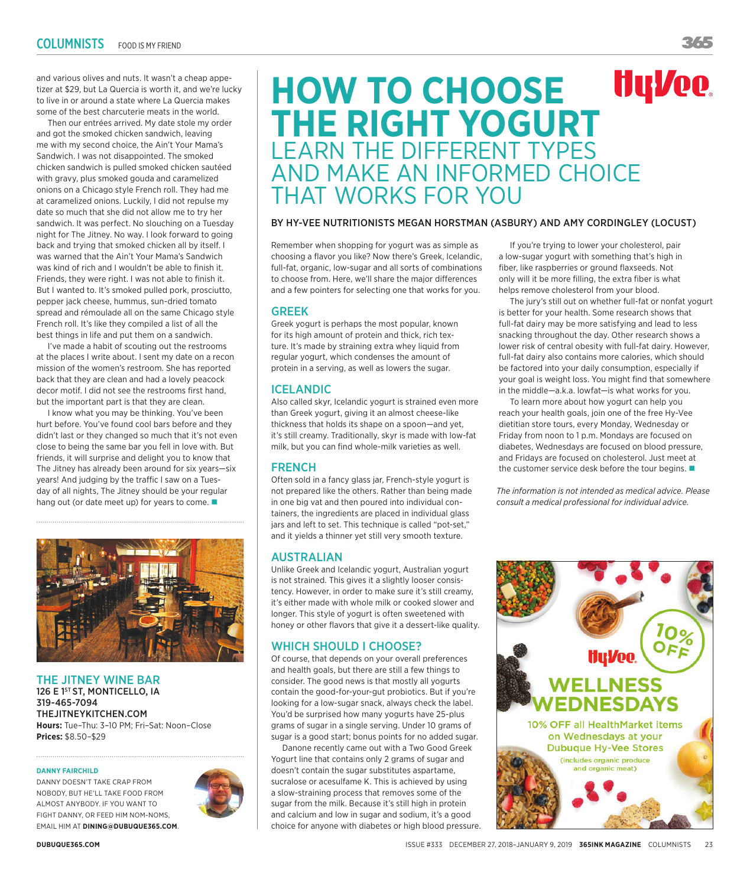and various olives and nuts. It wasn't a cheap appetizer at $29, but La Quercia is worth it, and we're lucky to live in or around a state where La Quercia makes some of the best charcuterie meats in the world.

Then our entrées arrived. My date stole my order and got the smoked chicken sandwich, leaving me with my second choice, the Ain't Your Mama's Sandwich. I was not disappointed. The smoked chicken sandwich is pulled smoked chicken sautéed with gravy, plus smoked gouda and caramelized onions on a Chicago style French roll. They had me at caramelized onions. Luckily, I did not repulse my date so much that she did not allow me to try her sandwich. It was perfect. No slouching on a Tuesday night for The Jitney. No way. I look forward to going back and trying that smoked chicken all by itself. I was warned that the Ain't Your Mama's Sandwich was kind of rich and I wouldn't be able to finish it. Friends, they were right. I was not able to finish it. But I wanted to. It's smoked pulled pork, prosciutto, pepper jack cheese, hummus, sun-dried tomato spread and rémoulade all on the same Chicago style French roll. It's like they compiled a list of all the best things in life and put them on a sandwich.

I've made a habit of scouting out the restrooms at the places I write about. I sent my date on a recon mission of the women's restroom. She has reported back that they are clean and had a lovely peacock decor motif. I did not see the restrooms first hand, but the important part is that they are clean.

I know what you may be thinking. You've been hurt before. You've found cool bars before and they didn't last or they changed so much that it's not even close to being the same bar you fell in love with. But friends, it will surprise and delight you to know that The Jitney has already been around for six years—six years! And judging by the traffic I saw on a Tuesday of all nights, The Jitney should be your regular hang out (or date meet up) for years to come. ■

### THE JITNEY WINE BAR

126 E 1ST ST, MONTICELLO, IA
319-465-7094
THEJITNEYKITCHEN.COM
**Hours:** Tue–Thu: 3–10 PM; Fri–Sat: Noon–Close
**Prices:** $8.50–$29

**DANNY FAIRCHILD**

DANNY DOESN'T TAKE CRAP FROM NOBODY, BUT HE'LL TAKE FOOD FROM ALMOST ANYBODY. IF YOU WANT TO FIGHT DANNY, OR FEED HIM NOM-NOMS, EMAIL HIM AT **DINING@DUBUQUE365.COM**.

# HOW TO CHOOSE THE RIGHT YOGURT

## LEARN THE DIFFERENT TYPES AND MAKE AN INFORMED CHOICE THAT WORKS FOR YOU

BY HY-VEE NUTRITIONISTS MEGAN HORSTMAN (ASBURY) AND AMY CORDINGLEY (LOCUST)

Remember when shopping for yogurt was as simple as choosing a flavor you like? Now there's Greek, Icelandic, full-fat, organic, low-sugar and all sorts of combinations to choose from. Here, we'll share the major differences and a few pointers for selecting one that works for you.

### GREEK

Greek yogurt is perhaps the most popular, known for its high amount of protein and thick, rich texture. It's made by straining extra whey liquid from regular yogurt, which condenses the amount of protein in a serving, as well as lowers the sugar.

### ICELANDIC

Also called skyr, Icelandic yogurt is strained even more than Greek yogurt, giving it an almost cheese-like thickness that holds its shape on a spoon—and yet, it's still creamy. Traditionally, skyr is made with low-fat milk, but you can find whole-milk varieties as well.

### FRENCH

Often sold in a fancy glass jar, French-style yogurt is not prepared like the others. Rather than being made in one big vat and then poured into individual containers, the ingredients are placed in individual glass jars and left to set. This technique is called "pot-set," and it yields a thinner yet still very smooth texture.

### AUSTRALIAN

Unlike Greek and Icelandic yogurt, Australian yogurt is not strained. This gives it a slightly looser consistency. However, in order to make sure it's still creamy, it's either made with whole milk or cooked slower and longer. This style of yogurt is often sweetened with honey or other flavors that give it a dessert-like quality.

### WHICH SHOULD I CHOOSE?

Of course, that depends on your overall preferences and health goals, but there are still a few things to consider. The good news is that mostly all yogurts contain the good-for-your-gut probiotics. But if you're looking for a low-sugar snack, always check the label. You'd be surprised how many yogurts have 25-plus grams of sugar in a single serving. Under 10 grams of sugar is a good start; bonus points for no added sugar.

Danone recently came out with a Two Good Greek Yogurt line that contains only 2 grams of sugar and doesn't contain the sugar substitutes aspartame, sucralose or acesulfame K. This is achieved by using a slow-straining process that removes some of the sugar from the milk. Because it's still high in protein and calcium and low in sugar and sodium, it's a good choice for anyone with diabetes or high blood pressure.

If you're trying to lower your cholesterol, pair a low-sugar yogurt with something that's high in fiber, like raspberries or ground flaxseeds. Not only will it be more filling, the extra fiber is what helps remove cholesterol from your blood.

The jury's still out on whether full-fat or nonfat yogurt is better for your health. Some research shows that full-fat dairy may be more satisfying and lead to less snacking throughout the day. Other research shows a lower risk of central obesity with full-fat dairy. However, full-fat dairy also contains more calories, which should be factored into your daily consumption, especially if your goal is weight loss. You might find that somewhere in the middle—a.k.a. lowfat—is what works for you.

To learn more about how yogurt can help you reach your health goals, join one of the free Hy-Vee dietitian store tours, every Monday, Wednesday or Friday from noon to 1 p.m. Mondays are focused on diabetes, Wednesdays are focused on blood pressure, and Fridays are focused on cholesterol. Just meet at the customer service desk before the tour begins. ■

*The information is not intended as medical advice. Please consult a medical professional for individual advice.*

Hy-Vee
10% OFF
WELLNESS WEDNESDAYS
10% OFF all HealthMarket items on Wednesdays at your Dubuque Hy-Vee Stores
(includes organic produce and organic meat)